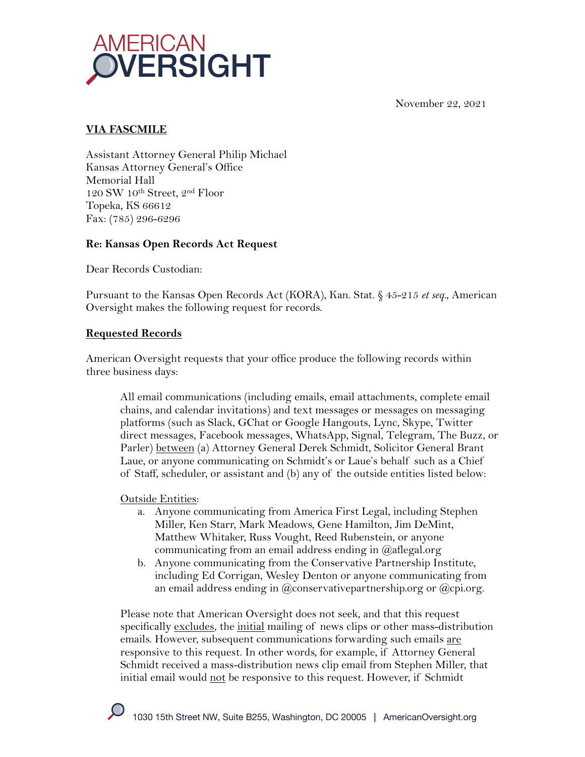AMERICAN OVERSIGHT

November 22, 2021

**VIA FASCMILE**

Assistant Attorney General Philip Michael
Kansas Attorney General's Office
Memorial Hall
120 SW 10th Street, 2nd Floor
Topeka, KS 66612
Fax: (785) 296-6296

**Re: Kansas Open Records Act Request**

Dear Records Custodian:

Pursuant to the Kansas Open Records Act (KORA), Kan. Stat. § 45-215 *et seq*., American Oversight makes the following request for records.

**Requested Records**

American Oversight requests that your office produce the following records within three business days:

> All email communications (including emails, email attachments, complete email chains, and calendar invitations) and text messages or messages on messaging platforms (such as Slack, GChat or Google Hangouts, Lync, Skype, Twitter direct messages, Facebook messages, WhatsApp, Signal, Telegram, The Buzz, or Parler) between (a) Attorney General Derek Schmidt, Solicitor General Brant Laue, or anyone communicating on Schmidt's or Laue's behalf such as a Chief of Staff, scheduler, or assistant and (b) any of the outside entities listed below:
>
> Outside Entities:
>
> a. Anyone communicating from America First Legal, including Stephen Miller, Ken Starr, Mark Meadows, Gene Hamilton, Jim DeMint, Matthew Whitaker, Russ Vought, Reed Rubenstein, or anyone communicating from an email address ending in @aflegal.org
> b. Anyone communicating from the Conservative Partnership Institute, including Ed Corrigan, Wesley Denton or anyone communicating from an email address ending in @conservativepartnership.org or @cpi.org.
>
> Please note that American Oversight does not seek, and that this request specifically excludes, the initial mailing of news clips or other mass-distribution emails. However, subsequent communications forwarding such emails are responsive to this request. In other words, for example, if Attorney General Schmidt received a mass-distribution news clip email from Stephen Miller, that initial email would not be responsive to this request. However, if Schmidt

1030 15th Street NW, Suite B255, Washington, DC 20005 | AmericanOversight.org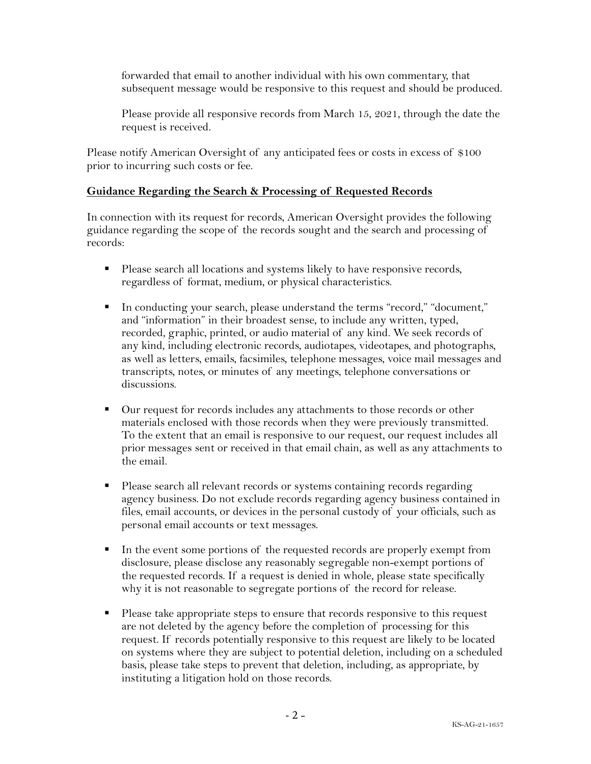forwarded that email to another individual with his own commentary, that subsequent message would be responsive to this request and should be produced.

Please provide all responsive records from March 15, 2021, through the date the request is received.

Please notify American Oversight of any anticipated fees or costs in excess of $100 prior to incurring such costs or fee.

**Guidance Regarding the Search & Processing of Requested Records**

In connection with its request for records, American Oversight provides the following guidance regarding the scope of the records sought and the search and processing of records:

- Please search all locations and systems likely to have responsive records, regardless of format, medium, or physical characteristics.
- In conducting your search, please understand the terms "record," "document," and "information" in their broadest sense, to include any written, typed, recorded, graphic, printed, or audio material of any kind. We seek records of any kind, including electronic records, audiotapes, videotapes, and photographs, as well as letters, emails, facsimiles, telephone messages, voice mail messages and transcripts, notes, or minutes of any meetings, telephone conversations or discussions.
- Our request for records includes any attachments to those records or other materials enclosed with those records when they were previously transmitted. To the extent that an email is responsive to our request, our request includes all prior messages sent or received in that email chain, as well as any attachments to the email.
- Please search all relevant records or systems containing records regarding agency business. Do not exclude records regarding agency business contained in files, email accounts, or devices in the personal custody of your officials, such as personal email accounts or text messages.
- In the event some portions of the requested records are properly exempt from disclosure, please disclose any reasonably segregable non-exempt portions of the requested records. If a request is denied in whole, please state specifically why it is not reasonable to segregate portions of the record for release.
- Please take appropriate steps to ensure that records responsive to this request are not deleted by the agency before the completion of processing for this request. If records potentially responsive to this request are likely to be located on systems where they are subject to potential deletion, including on a scheduled basis, please take steps to prevent that deletion, including, as appropriate, by instituting a litigation hold on those records.

KS-AG-21-1657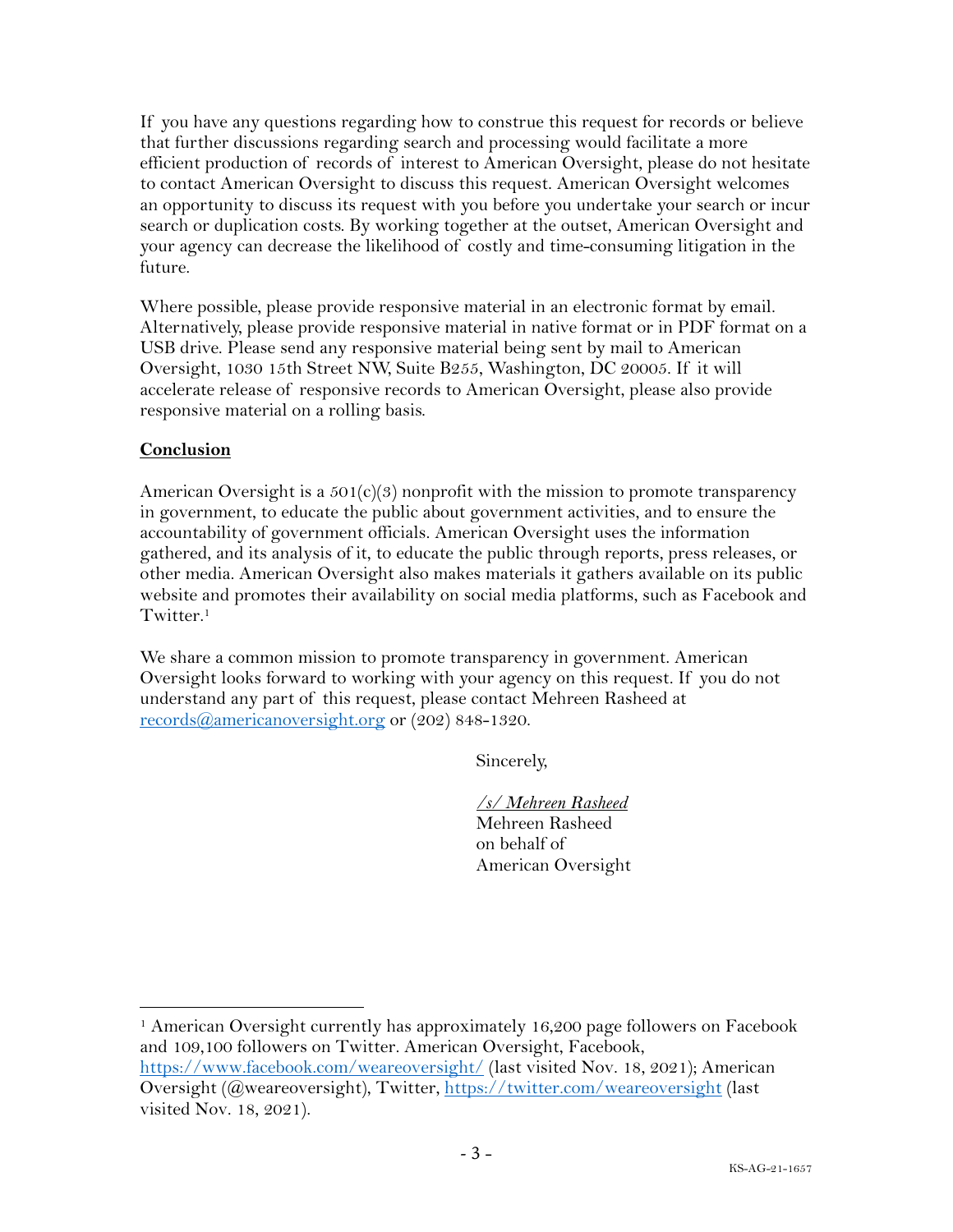If you have any questions regarding how to construe this request for records or believe that further discussions regarding search and processing would facilitate a more efficient production of records of interest to American Oversight, please do not hesitate to contact American Oversight to discuss this request. American Oversight welcomes an opportunity to discuss its request with you before you undertake your search or incur search or duplication costs. By working together at the outset, American Oversight and your agency can decrease the likelihood of costly and time-consuming litigation in the future.

Where possible, please provide responsive material in an electronic format by email. Alternatively, please provide responsive material in native format or in PDF format on a USB drive. Please send any responsive material being sent by mail to American Oversight, 1030 15th Street NW, Suite B255, Washington, DC 20005. If it will accelerate release of responsive records to American Oversight, please also provide responsive material on a rolling basis.

**Conclusion**

American Oversight is a 501(c)(3) nonprofit with the mission to promote transparency in government, to educate the public about government activities, and to ensure the accountability of government officials. American Oversight uses the information gathered, and its analysis of it, to educate the public through reports, press releases, or other media. American Oversight also makes materials it gathers available on its public website and promotes their availability on social media platforms, such as Facebook and Twitter.[1]

We share a common mission to promote transparency in government. American Oversight looks forward to working with your agency on this request. If you do not understand any part of this request, please contact Mehreen Rasheed at records@americanoversight.org or (202) 848-1320.

Sincerely,

*/s/ Mehreen Rasheed*
Mehreen Rasheed
on behalf of
American Oversight

---

[1] American Oversight currently has approximately 16,200 page followers on Facebook and 109,100 followers on Twitter. American Oversight, Facebook, https://www.facebook.com/weareoversight/ (last visited Nov. 18, 2021); American Oversight (@weareoversight), Twitter, https://twitter.com/weareoversight (last visited Nov. 18, 2021).

KS-AG-21-1657